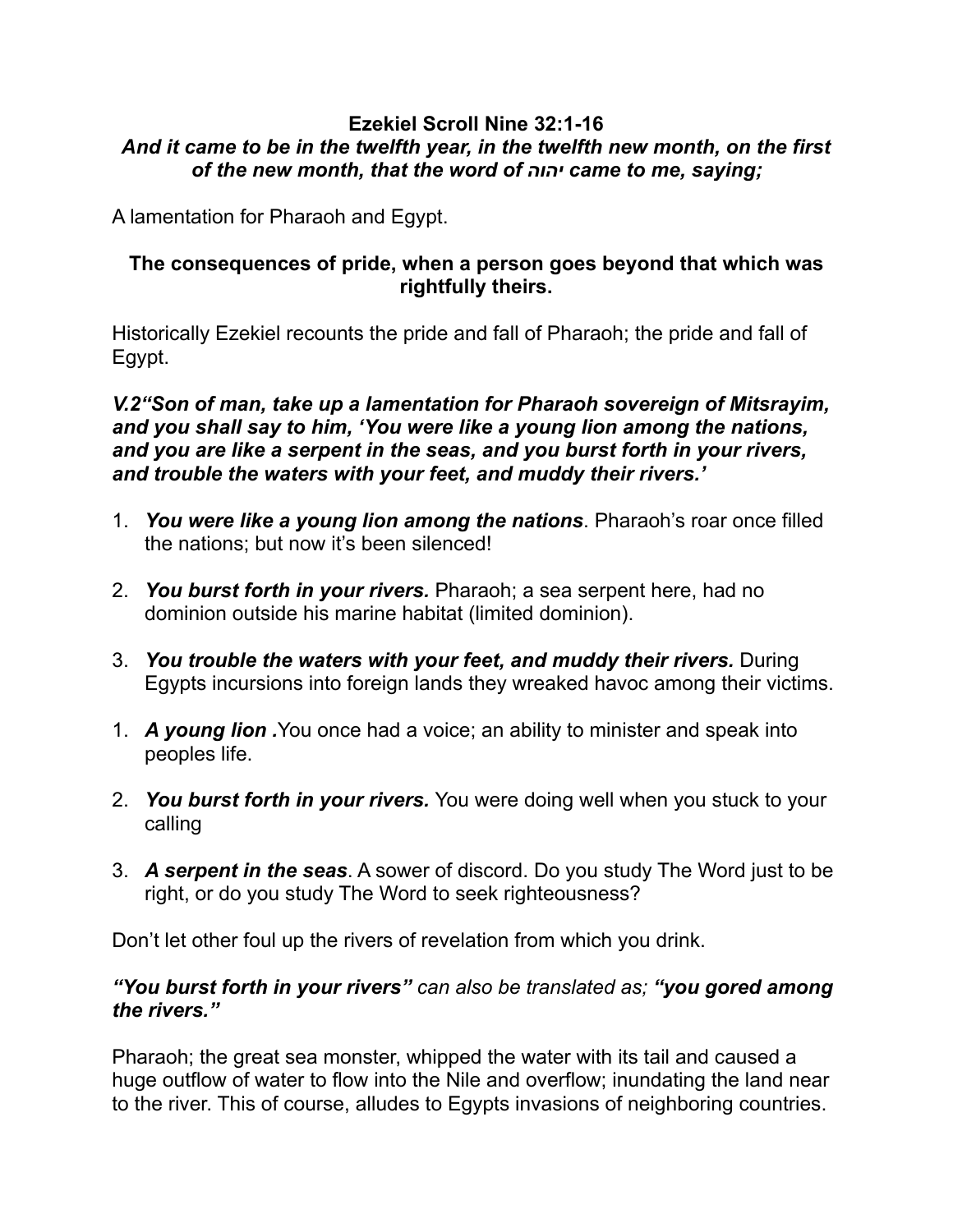**Ezekiel Scroll Nine 32:1-16**

***And it came to be in the twelfth year, in the twelfth new month, on the first of the new month, that the word of יהוה came to me, saying;***

A lamentation for Pharaoh and Egypt.

**The consequences of pride, when a person goes beyond that which was rightfully theirs.**

Historically Ezekiel recounts the pride and fall of Pharaoh; the pride and fall of Egypt.

***V.2"Son of man, take up a lamentation for Pharaoh sovereign of Mitsrayim, and you shall say to him, 'You were like a young lion among the nations, and you are like a serpent in the seas, and you burst forth in your rivers, and trouble the waters with your feet, and muddy their rivers.'***

1. ***You were like a young lion among the nations***. Pharaoh's roar once filled the nations; but now it's been silenced!
2. ***You burst forth in your rivers.*** Pharaoh; a sea serpent here, had no dominion outside his marine habitat (limited dominion).
3. ***You trouble the waters with your feet, and muddy their rivers.*** During Egypts incursions into foreign lands they wreaked havoc among their victims.

1. ***A young lion .***You once had a voice; an ability to minister and speak into peoples life.
2. ***You burst forth in your rivers.*** You were doing well when you stuck to your calling
3. ***A serpent in the seas***. A sower of discord. Do you study The Word just to be right, or do you study The Word to seek righteousness?

Don't let other foul up the rivers of revelation from which you drink.

***"You burst forth in your rivers"*** *can also be translated as;* ***"you gored among the rivers."***

Pharaoh; the great sea monster, whipped the water with its tail and caused a huge outflow of water to flow into the Nile and overflow; inundating the land near to the river. This of course, alludes to Egypts invasions of neighboring countries.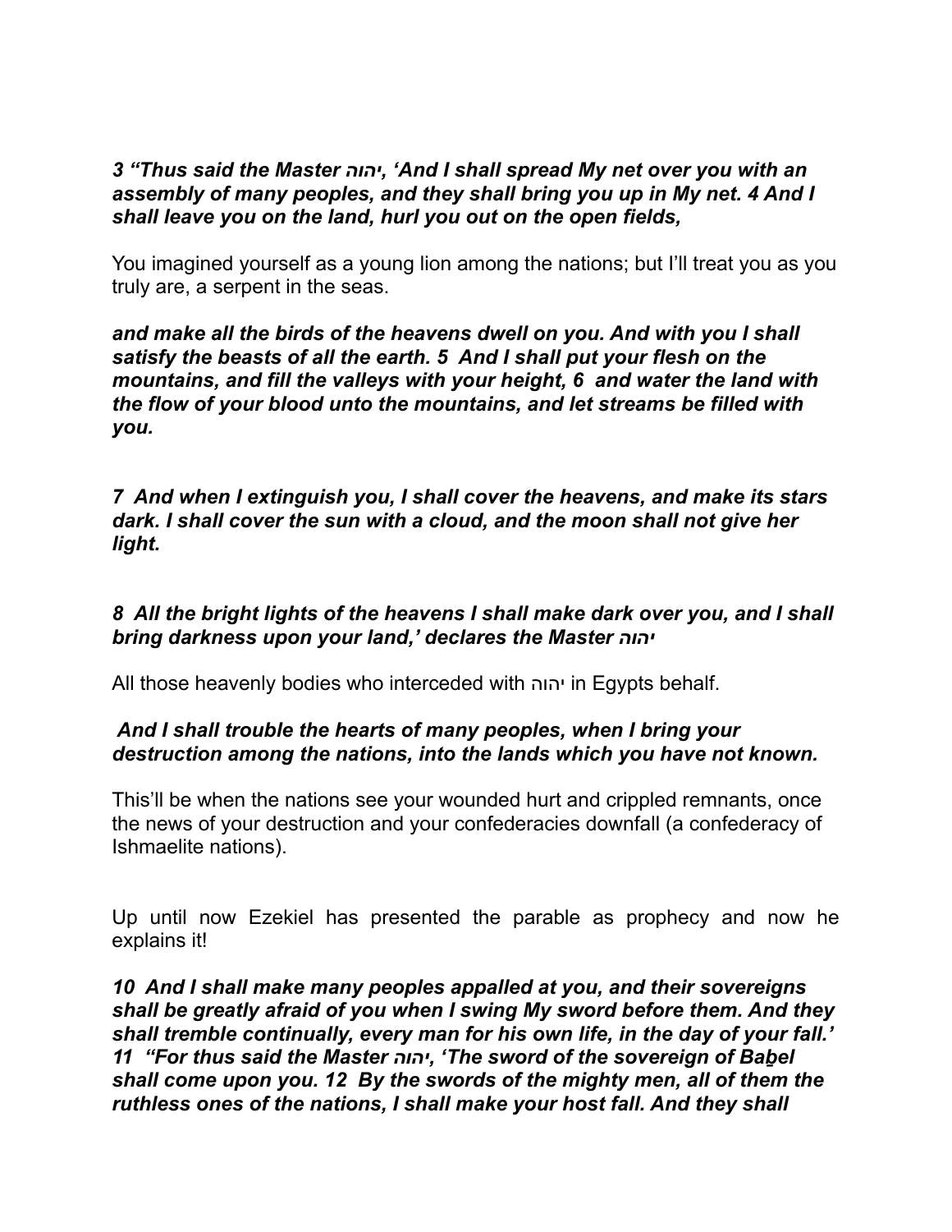***3 “Thus said the Master יהוה, ‘And I shall spread My net over you with an assembly of many peoples, and they shall bring you up in My net. 4 And I shall leave you on the land, hurl you out on the open fields,***

You imagined yourself as a young lion among the nations; but I’ll treat you as you truly are, a serpent in the seas.

***and make all the birds of the heavens dwell on you. And with you I shall satisfy the beasts of all the earth. 5 And I shall put your flesh on the mountains, and fill the valleys with your height, 6 and water the land with the flow of your blood unto the mountains, and let streams be filled with you.***

***7 And when I extinguish you, I shall cover the heavens, and make its stars dark. I shall cover the sun with a cloud, and the moon shall not give her light.***

***8 All the bright lights of the heavens I shall make dark over you, and I shall bring darkness upon your land,’ declares the Master יהוה***

All those heavenly bodies who interceded with יהוה in Egypts behalf.

***And I shall trouble the hearts of many peoples, when I bring your destruction among the nations, into the lands which you have not known.***

This’ll be when the nations see your wounded hurt and crippled remnants, once the news of your destruction and your confederacies downfall (a confederacy of Ishmaelite nations).

Up until now Ezekiel has presented the parable as prophecy and now he explains it!

***10 And I shall make many peoples appalled at you, and their sovereigns shall be greatly afraid of you when I swing My sword before them. And they shall tremble continually, every man for his own life, in the day of your fall.’ 11 “For thus said the Master יהוה, ‘The sword of the sovereign of Baḇel shall come upon you. 12 By the swords of the mighty men, all of them the ruthless ones of the nations, I shall make your host fall. And they shall***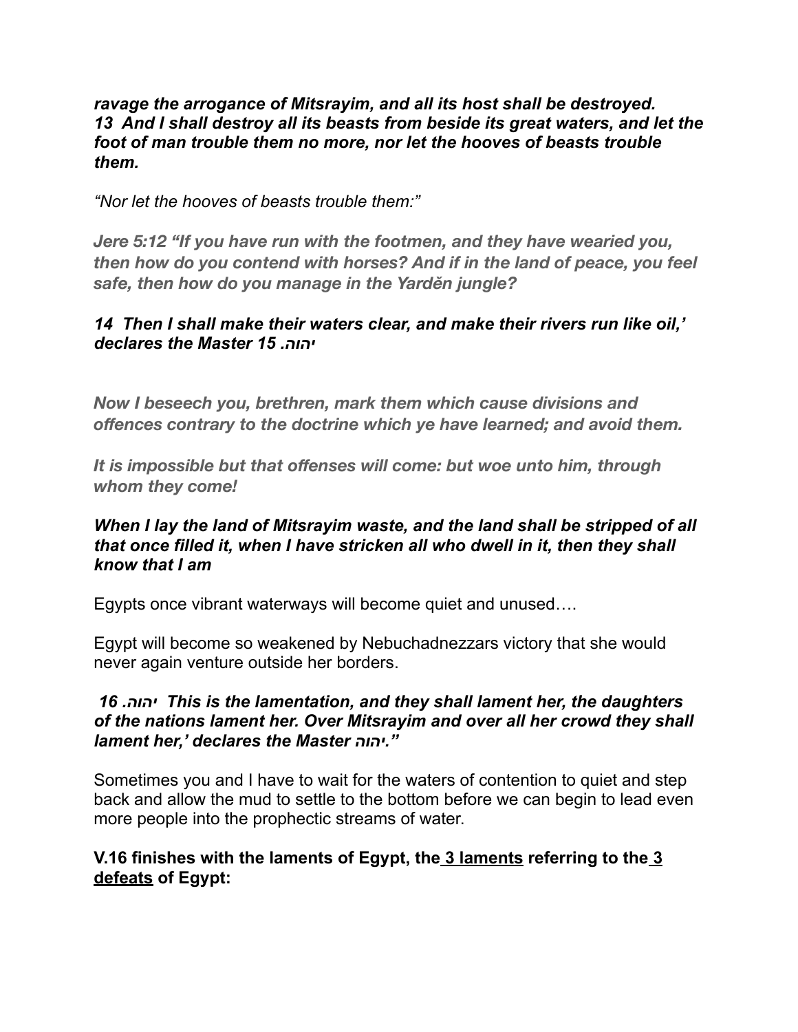***ravage the arrogance of Mitsrayim, and all its host shall be destroyed.***
***13 And I shall destroy all its beasts from beside its great waters, and let the foot of man trouble them no more, nor let the hooves of beasts trouble them.***

*"Nor let the hooves of beasts trouble them:"*

***Jere 5:12 "If you have run with the footmen, and they have wearied you, then how do you contend with horses? And if in the land of peace, you feel safe, then how do you manage in the Yarděn jungle?***

***14 Then I shall make their waters clear, and make their rivers run like oil,' declares the Master יהוה. 15***

***Now I beseech you, brethren, mark them which cause divisions and offences contrary to the doctrine which ye have learned; and avoid them.***

***It is impossible but that offenses will come: but woe unto him, through whom they come!***

***When I lay the land of Mitsrayim waste, and the land shall be stripped of all that once filled it, when I have stricken all who dwell in it, then they shall know that I am***

Egypts once vibrant waterways will become quiet and unused….

Egypt will become so weakened by Nebuchadnezzars victory that she would never again venture outside her borders.

***יהוה. 16 This is the lamentation, and they shall lament her, the daughters of the nations lament her. Over Mitsrayim and over all her crowd they shall lament her,' declares the Master יהוה."***

Sometimes you and I have to wait for the waters of contention to quiet and step back and allow the mud to settle to the bottom before we can begin to lead even more people into the prophectic streams of water.

**V.16 finishes with the laments of Egypt, the <u>3 laments</u> referring to the <u>3 defeats</u> of Egypt:**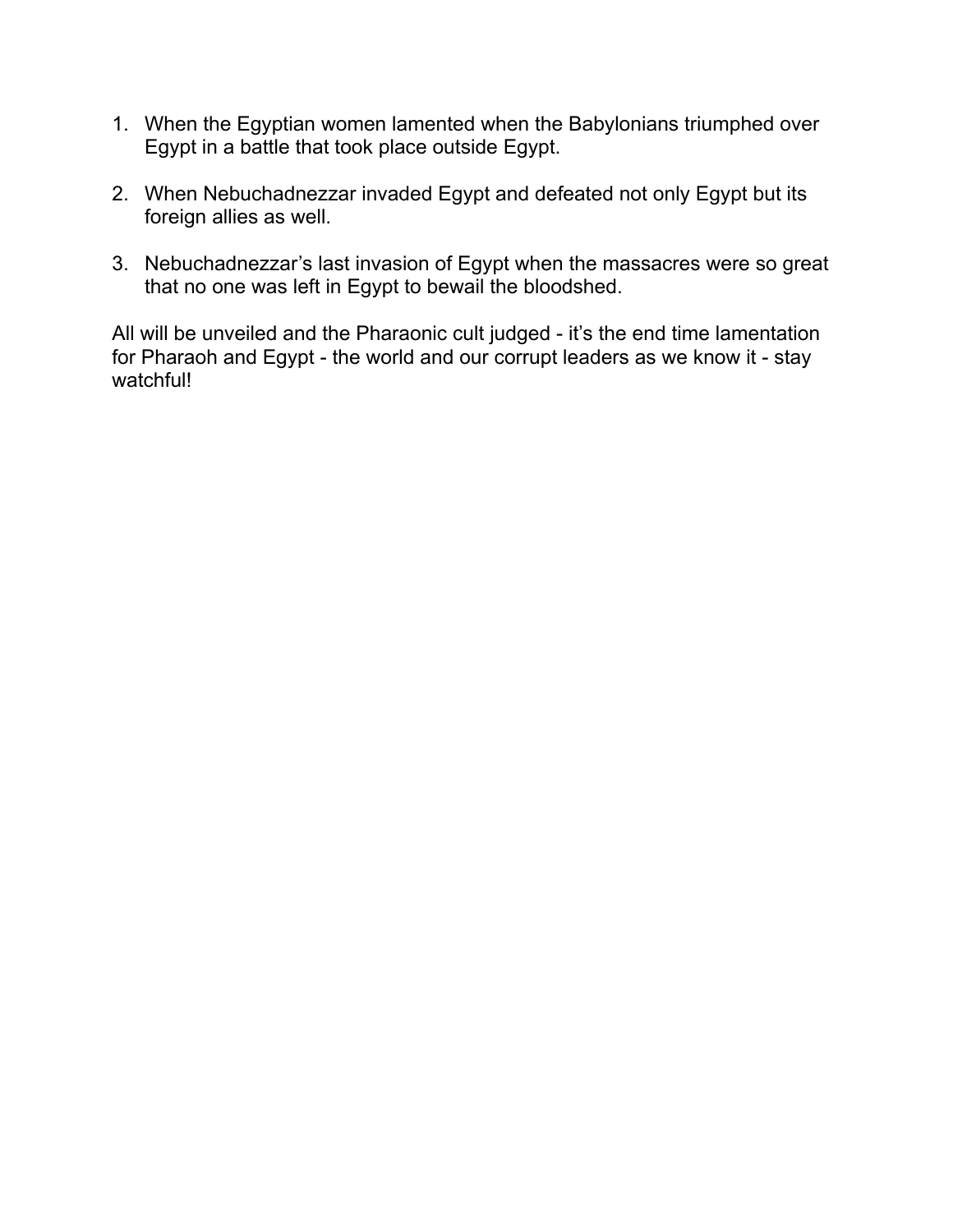1. When the Egyptian women lamented when the Babylonians triumphed over Egypt in a battle that took place outside Egypt.

2. When Nebuchadnezzar invaded Egypt and defeated not only Egypt but its foreign allies as well.

3. Nebuchadnezzar's last invasion of Egypt when the massacres were so great that no one was left in Egypt to bewail the bloodshed.

All will be unveiled and the Pharaonic cult judged - it's the end time lamentation for Pharaoh and Egypt - the world and our corrupt leaders as we know it - stay watchful!